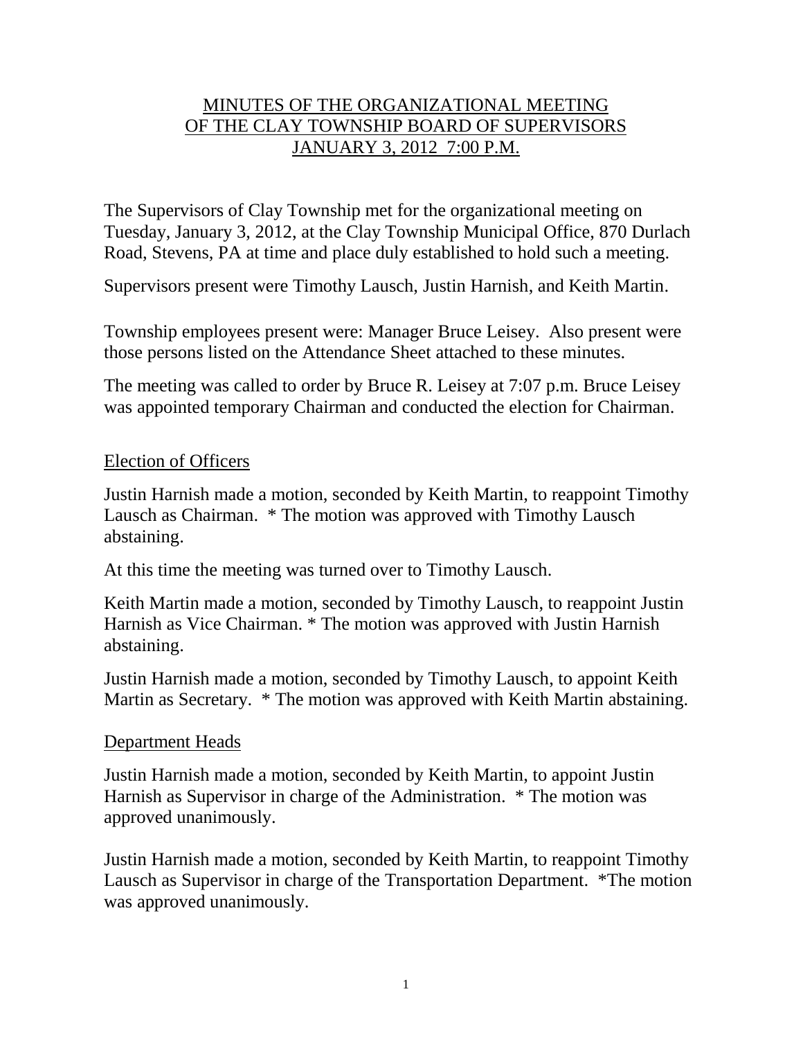# MINUTES OF THE ORGANIZATIONAL MEETING OF THE CLAY TOWNSHIP BOARD OF SUPERVISORS JANUARY 3, 2012 7:00 P.M.

The Supervisors of Clay Township met for the organizational meeting on Tuesday, January 3, 2012, at the Clay Township Municipal Office, 870 Durlach Road, Stevens, PA at time and place duly established to hold such a meeting.

Supervisors present were Timothy Lausch, Justin Harnish, and Keith Martin.

Township employees present were: Manager Bruce Leisey. Also present were those persons listed on the Attendance Sheet attached to these minutes.

The meeting was called to order by Bruce R. Leisey at 7:07 p.m. Bruce Leisey was appointed temporary Chairman and conducted the election for Chairman.

## Election of Officers

Justin Harnish made a motion, seconded by Keith Martin, to reappoint Timothy Lausch as Chairman. * The motion was approved with Timothy Lausch abstaining.

At this time the meeting was turned over to Timothy Lausch.

Keith Martin made a motion, seconded by Timothy Lausch, to reappoint Justin Harnish as Vice Chairman. * The motion was approved with Justin Harnish abstaining.

Justin Harnish made a motion, seconded by Timothy Lausch, to appoint Keith Martin as Secretary. * The motion was approved with Keith Martin abstaining.

## Department Heads

Justin Harnish made a motion, seconded by Keith Martin, to appoint Justin Harnish as Supervisor in charge of the Administration. * The motion was approved unanimously.

Justin Harnish made a motion, seconded by Keith Martin, to reappoint Timothy Lausch as Supervisor in charge of the Transportation Department. *The motion was approved unanimously.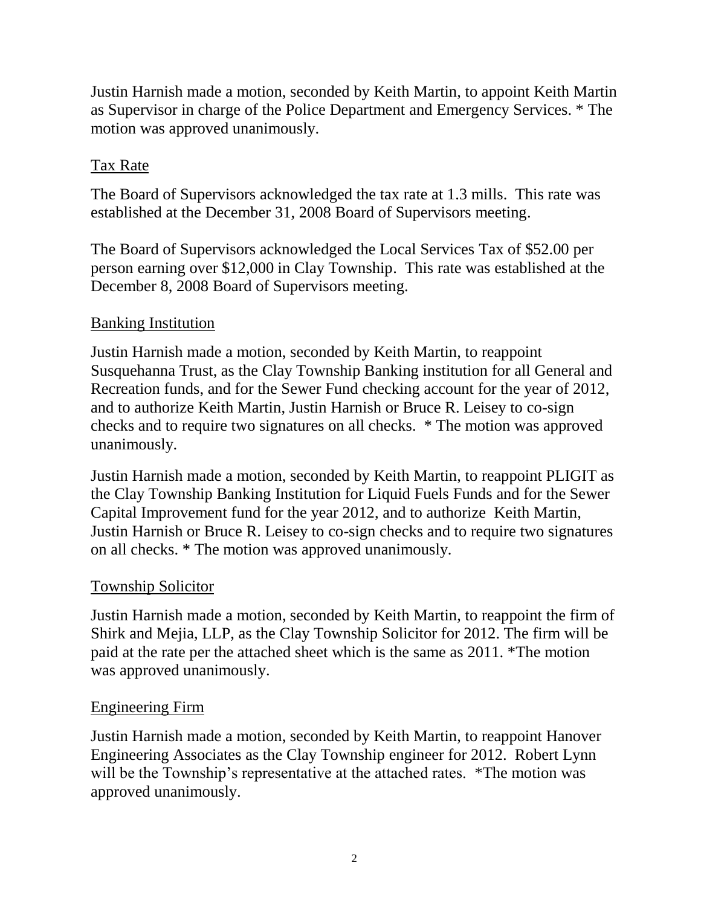Justin Harnish made a motion, seconded by Keith Martin, to appoint Keith Martin as Supervisor in charge of the Police Department and Emergency Services. * The motion was approved unanimously.

## Tax Rate

The Board of Supervisors acknowledged the tax rate at 1.3 mills. This rate was established at the December 31, 2008 Board of Supervisors meeting.

The Board of Supervisors acknowledged the Local Services Tax of $52.00 per person earning over $12,000 in Clay Township. This rate was established at the December 8, 2008 Board of Supervisors meeting.

## Banking Institution

Justin Harnish made a motion, seconded by Keith Martin, to reappoint Susquehanna Trust, as the Clay Township Banking institution for all General and Recreation funds, and for the Sewer Fund checking account for the year of 2012, and to authorize Keith Martin, Justin Harnish or Bruce R. Leisey to co-sign checks and to require two signatures on all checks. * The motion was approved unanimously.

Justin Harnish made a motion, seconded by Keith Martin, to reappoint PLIGIT as the Clay Township Banking Institution for Liquid Fuels Funds and for the Sewer Capital Improvement fund for the year 2012, and to authorize Keith Martin, Justin Harnish or Bruce R. Leisey to co-sign checks and to require two signatures on all checks. * The motion was approved unanimously.

## Township Solicitor

Justin Harnish made a motion, seconded by Keith Martin, to reappoint the firm of Shirk and Mejia, LLP, as the Clay Township Solicitor for 2012. The firm will be paid at the rate per the attached sheet which is the same as 2011. *The motion was approved unanimously.

## Engineering Firm

Justin Harnish made a motion, seconded by Keith Martin, to reappoint Hanover Engineering Associates as the Clay Township engineer for 2012. Robert Lynn will be the Township's representative at the attached rates. *The motion was approved unanimously.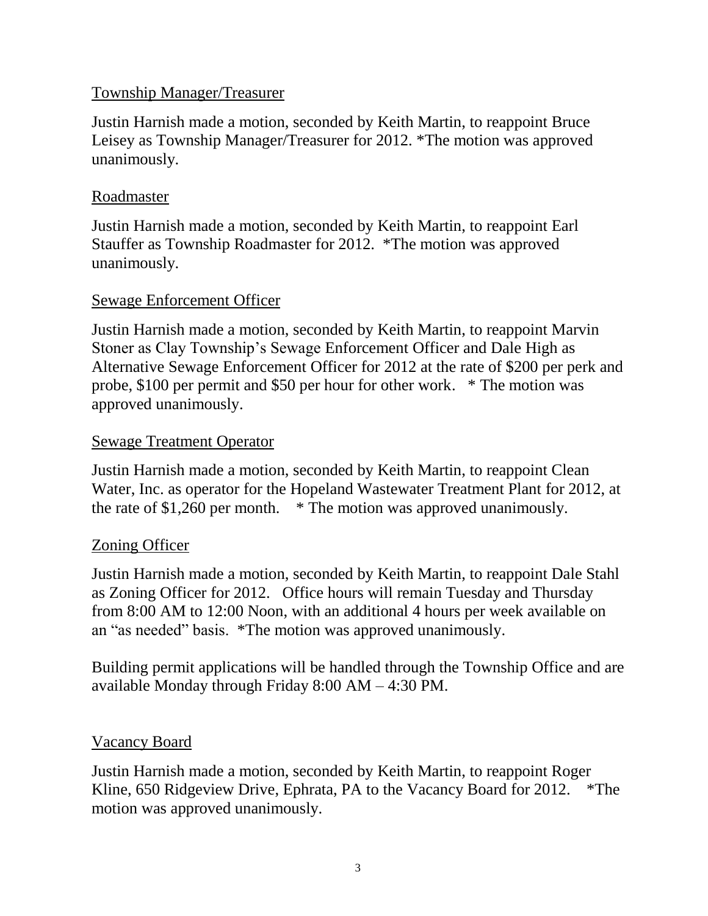## Township Manager/Treasurer

Justin Harnish made a motion, seconded by Keith Martin, to reappoint Bruce Leisey as Township Manager/Treasurer for 2012. *The motion was approved unanimously.

## Roadmaster

Justin Harnish made a motion, seconded by Keith Martin, to reappoint Earl Stauffer as Township Roadmaster for 2012. *The motion was approved unanimously.

## Sewage Enforcement Officer

Justin Harnish made a motion, seconded by Keith Martin, to reappoint Marvin Stoner as Clay Township's Sewage Enforcement Officer and Dale High as Alternative Sewage Enforcement Officer for 2012 at the rate of $200 per perk and probe, $100 per permit and $50 per hour for other work. * The motion was approved unanimously.

## Sewage Treatment Operator

Justin Harnish made a motion, seconded by Keith Martin, to reappoint Clean Water, Inc. as operator for the Hopeland Wastewater Treatment Plant for 2012, at the rate of $1,260 per month. * The motion was approved unanimously.

## Zoning Officer

Justin Harnish made a motion, seconded by Keith Martin, to reappoint Dale Stahl as Zoning Officer for 2012. Office hours will remain Tuesday and Thursday from 8:00 AM to 12:00 Noon, with an additional 4 hours per week available on an "as needed" basis. *The motion was approved unanimously.

Building permit applications will be handled through the Township Office and are available Monday through Friday 8:00 AM – 4:30 PM.

## Vacancy Board

Justin Harnish made a motion, seconded by Keith Martin, to reappoint Roger Kline, 650 Ridgeview Drive, Ephrata, PA to the Vacancy Board for 2012. *The motion was approved unanimously.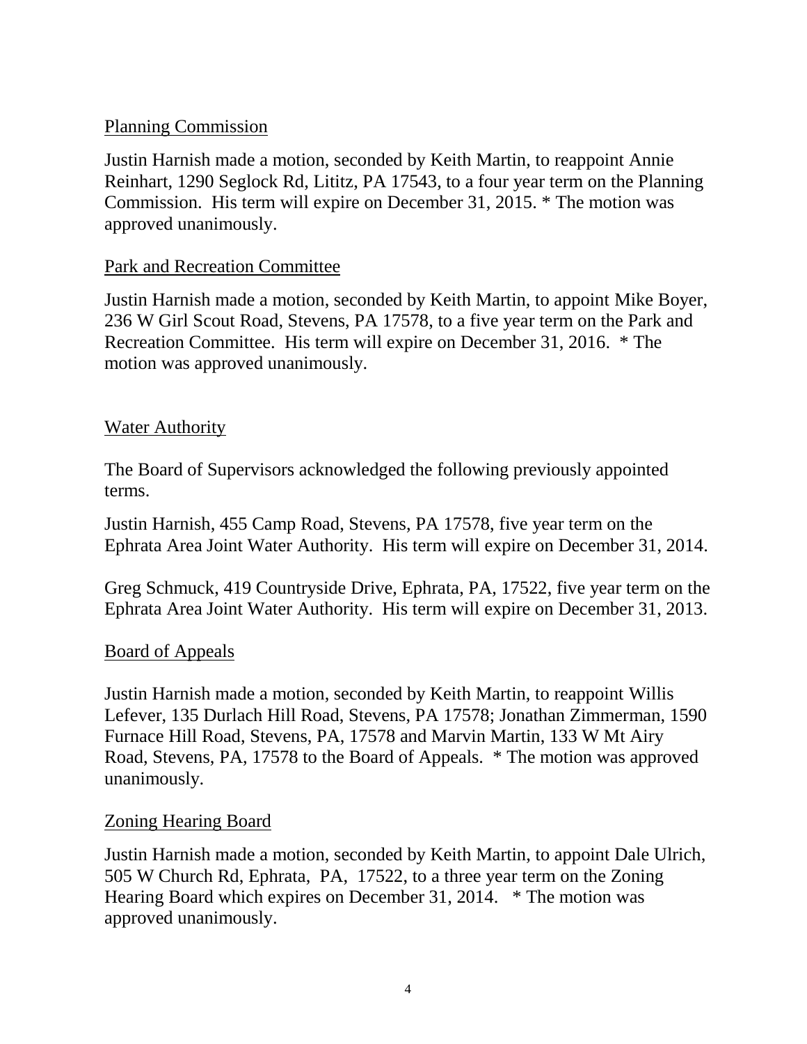Planning Commission

Justin Harnish made a motion, seconded by Keith Martin, to reappoint Annie Reinhart, 1290 Seglock Rd, Lititz, PA 17543, to a four year term on the Planning Commission. His term will expire on December 31, 2015. * The motion was approved unanimously.

Park and Recreation Committee

Justin Harnish made a motion, seconded by Keith Martin, to appoint Mike Boyer, 236 W Girl Scout Road, Stevens, PA 17578, to a five year term on the Park and Recreation Committee. His term will expire on December 31, 2016. * The motion was approved unanimously.

Water Authority

The Board of Supervisors acknowledged the following previously appointed terms.

Justin Harnish, 455 Camp Road, Stevens, PA 17578, five year term on the Ephrata Area Joint Water Authority. His term will expire on December 31, 2014.

Greg Schmuck, 419 Countryside Drive, Ephrata, PA, 17522, five year term on the Ephrata Area Joint Water Authority. His term will expire on December 31, 2013.

Board of Appeals

Justin Harnish made a motion, seconded by Keith Martin, to reappoint Willis Lefever, 135 Durlach Hill Road, Stevens, PA 17578; Jonathan Zimmerman, 1590 Furnace Hill Road, Stevens, PA, 17578 and Marvin Martin, 133 W Mt Airy Road, Stevens, PA, 17578 to the Board of Appeals. * The motion was approved unanimously.

Zoning Hearing Board

Justin Harnish made a motion, seconded by Keith Martin, to appoint Dale Ulrich, 505 W Church Rd, Ephrata, PA, 17522, to a three year term on the Zoning Hearing Board which expires on December 31, 2014. * The motion was approved unanimously.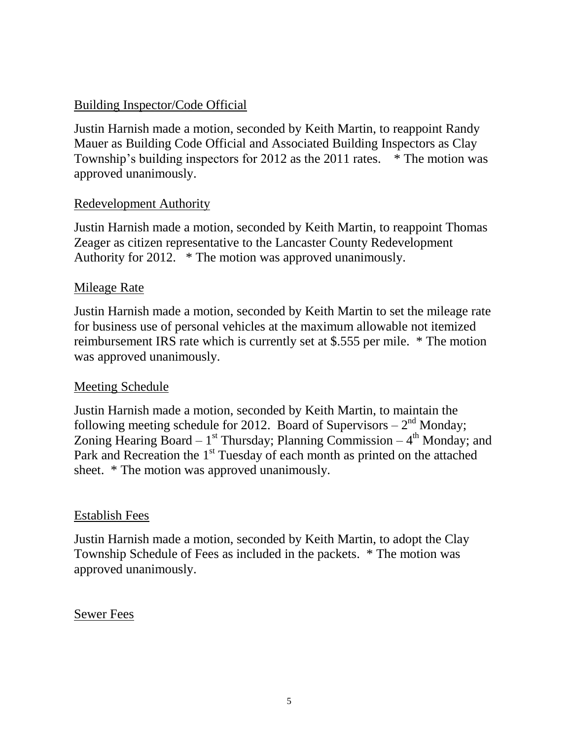## Building Inspector/Code Official

Justin Harnish made a motion, seconded by Keith Martin, to reappoint Randy Mauer as Building Code Official and Associated Building Inspectors as Clay Township's building inspectors for 2012 as the 2011 rates. * The motion was approved unanimously.

## Redevelopment Authority

Justin Harnish made a motion, seconded by Keith Martin, to reappoint Thomas Zeager as citizen representative to the Lancaster County Redevelopment Authority for 2012. * The motion was approved unanimously.

## Mileage Rate

Justin Harnish made a motion, seconded by Keith Martin to set the mileage rate for business use of personal vehicles at the maximum allowable not itemized reimbursement IRS rate which is currently set at $.555 per mile. * The motion was approved unanimously.

## Meeting Schedule

Justin Harnish made a motion, seconded by Keith Martin, to maintain the following meeting schedule for 2012. Board of Supervisors – 2nd Monday; Zoning Hearing Board – 1st Thursday; Planning Commission – 4th Monday; and Park and Recreation the 1st Tuesday of each month as printed on the attached sheet. * The motion was approved unanimously.

## Establish Fees

Justin Harnish made a motion, seconded by Keith Martin, to adopt the Clay Township Schedule of Fees as included in the packets. * The motion was approved unanimously.

## Sewer Fees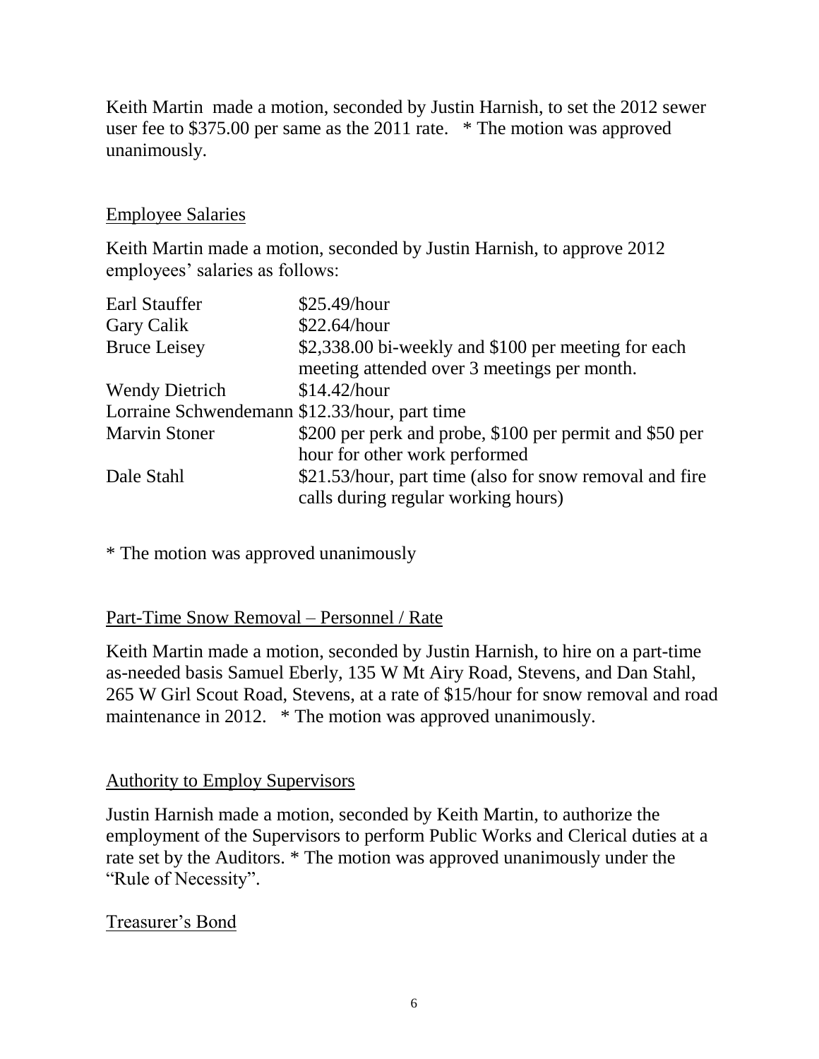Keith Martin  made a motion, seconded by Justin Harnish, to set the 2012 sewer user fee to $375.00 per same as the 2011 rate.   * The motion was approved unanimously.

Employee Salaries

Keith Martin made a motion, seconded by Justin Harnish, to approve 2012 employees' salaries as follows:

| | |
|---|---|
| Earl Stauffer | $25.49/hour |
| Gary Calik | $22.64/hour |
| Bruce Leisey | $2,338.00 bi-weekly and $100 per meeting for each meeting attended over 3 meetings per month. |
| Wendy Dietrich | $14.42/hour |
| Lorraine Schwendemann | $12.33/hour, part time |
| Marvin Stoner | $200 per perk and probe, $100 per permit and $50 per hour for other work performed |
| Dale Stahl | $21.53/hour, part time (also for snow removal and fire calls during regular working hours) |

* The motion was approved unanimously

Part-Time Snow Removal – Personnel / Rate

Keith Martin made a motion, seconded by Justin Harnish, to hire on a part-time as-needed basis Samuel Eberly, 135 W Mt Airy Road, Stevens, and Dan Stahl, 265 W Girl Scout Road, Stevens, at a rate of $15/hour for snow removal and road maintenance in 2012.   * The motion was approved unanimously.

Authority to Employ Supervisors

Justin Harnish made a motion, seconded by Keith Martin, to authorize the employment of the Supervisors to perform Public Works and Clerical duties at a rate set by the Auditors. * The motion was approved unanimously under the "Rule of Necessity".

Treasurer's Bond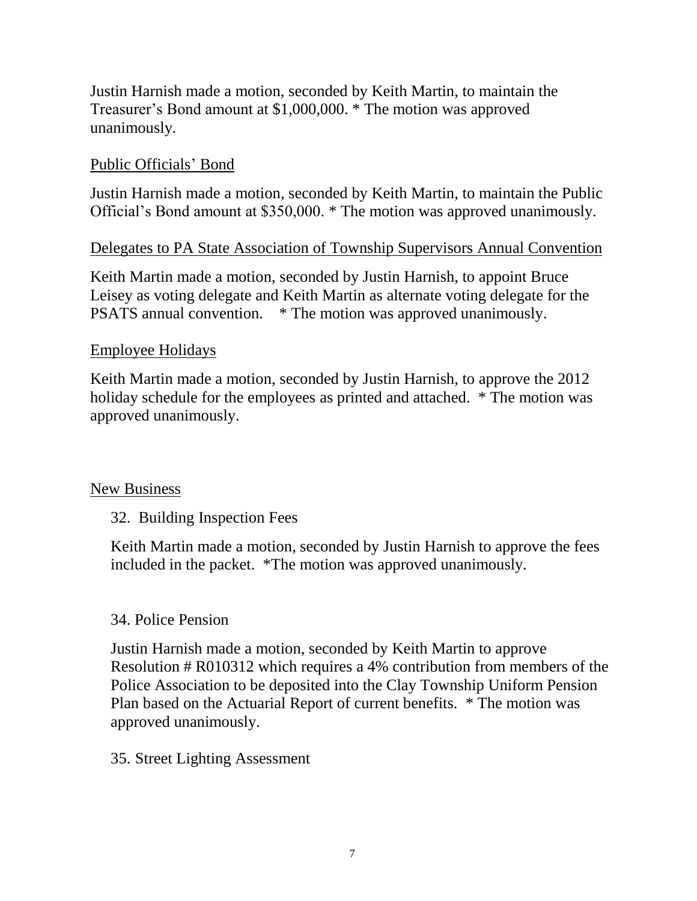Justin Harnish made a motion, seconded by Keith Martin, to maintain the Treasurer's Bond amount at $1,000,000. * The motion was approved unanimously.

Public Officials' Bond

Justin Harnish made a motion, seconded by Keith Martin, to maintain the Public Official's Bond amount at $350,000. * The motion was approved unanimously.

Delegates to PA State Association of Township Supervisors Annual Convention

Keith Martin made a motion, seconded by Justin Harnish, to appoint Bruce Leisey as voting delegate and Keith Martin as alternate voting delegate for the PSATS annual convention. * The motion was approved unanimously.

Employee Holidays

Keith Martin made a motion, seconded by Justin Harnish, to approve the 2012 holiday schedule for the employees as printed and attached. * The motion was approved unanimously.

New Business

32. Building Inspection Fees

Keith Martin made a motion, seconded by Justin Harnish to approve the fees included in the packet. *The motion was approved unanimously.

34. Police Pension

Justin Harnish made a motion, seconded by Keith Martin to approve Resolution # R010312 which requires a 4% contribution from members of the Police Association to be deposited into the Clay Township Uniform Pension Plan based on the Actuarial Report of current benefits. * The motion was approved unanimously.

35. Street Lighting Assessment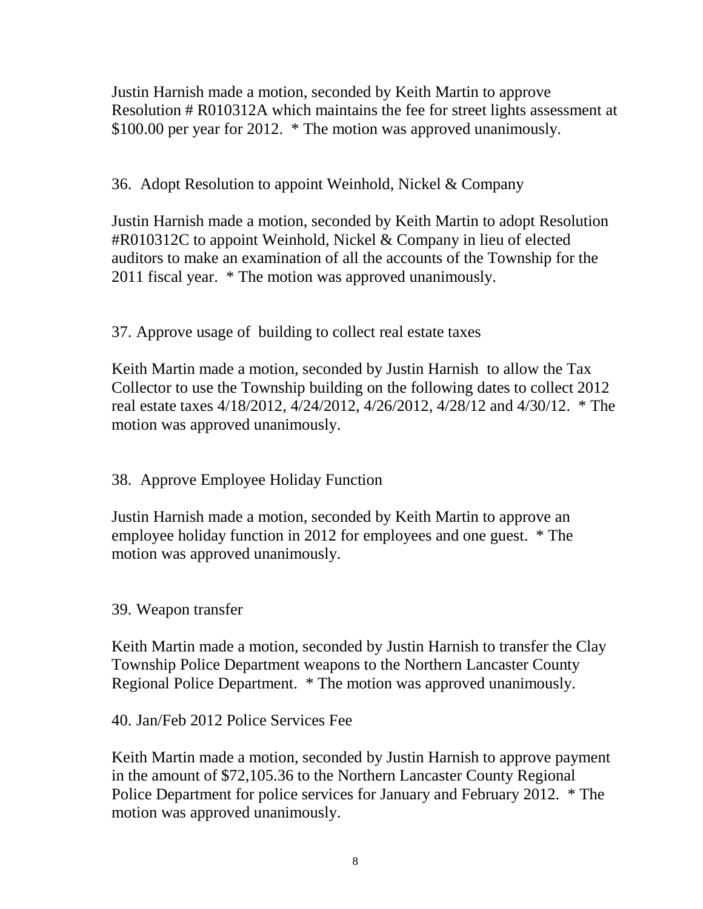Justin Harnish made a motion, seconded by Keith Martin to approve Resolution # R010312A which maintains the fee for street lights assessment at $100.00 per year for 2012. * The motion was approved unanimously.

36. Adopt Resolution to appoint Weinhold, Nickel & Company

Justin Harnish made a motion, seconded by Keith Martin to adopt Resolution #R010312C to appoint Weinhold, Nickel & Company in lieu of elected auditors to make an examination of all the accounts of the Township for the 2011 fiscal year. * The motion was approved unanimously.

37. Approve usage of building to collect real estate taxes

Keith Martin made a motion, seconded by Justin Harnish to allow the Tax Collector to use the Township building on the following dates to collect 2012 real estate taxes 4/18/2012, 4/24/2012, 4/26/2012, 4/28/12 and 4/30/12. * The motion was approved unanimously.

38. Approve Employee Holiday Function

Justin Harnish made a motion, seconded by Keith Martin to approve an employee holiday function in 2012 for employees and one guest. * The motion was approved unanimously.

39. Weapon transfer

Keith Martin made a motion, seconded by Justin Harnish to transfer the Clay Township Police Department weapons to the Northern Lancaster County Regional Police Department. * The motion was approved unanimously.

40. Jan/Feb 2012 Police Services Fee

Keith Martin made a motion, seconded by Justin Harnish to approve payment in the amount of $72,105.36 to the Northern Lancaster County Regional Police Department for police services for January and February 2012. * The motion was approved unanimously.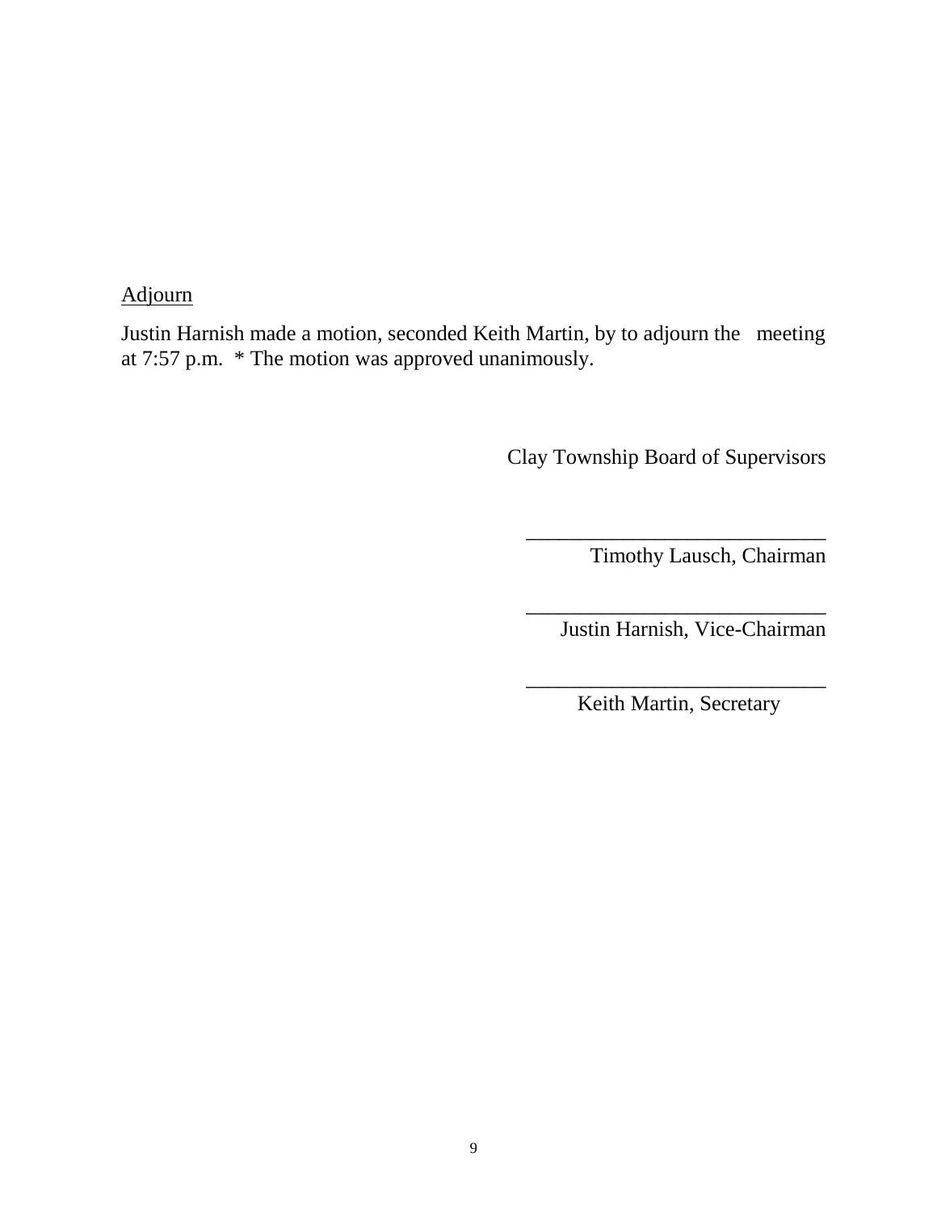<u>Adjourn</u>

Justin Harnish made a motion, seconded Keith Martin, by to adjourn the meeting at 7:57 p.m. * The motion was approved unanimously.

Clay Township Board of Supervisors

\_\_\_\_\_\_\_\_\_\_\_\_\_\_\_\_\_\_\_\_\_\_\_\_\_\_\_\_\_
Timothy Lausch, Chairman

\_\_\_\_\_\_\_\_\_\_\_\_\_\_\_\_\_\_\_\_\_\_\_\_\_\_\_\_\_
Justin Harnish, Vice-Chairman

\_\_\_\_\_\_\_\_\_\_\_\_\_\_\_\_\_\_\_\_\_\_\_\_\_\_\_\_\_
Keith Martin, Secretary